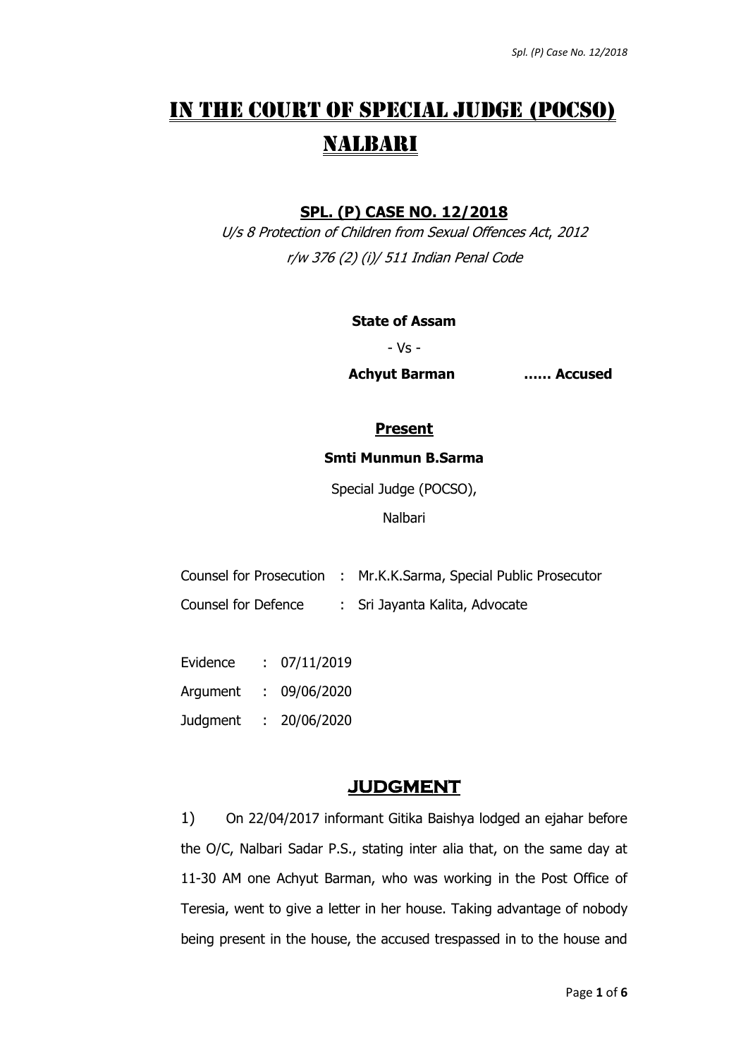# IN THE COURT OF SPECIAL JUDGE (POCSO) NALBARI

## SPL. (P) CASE NO. 12/2018

*U/s 8 Protection of Children from Sexual Offences Act, 2012*
*r/w 376 (2) (i)/ 511 Indian Penal Code*

**State of Assam**

- Vs -

**Achyut Barman …… Accused**

**Present**

**Smti Munmun B.Sarma**

Special Judge (POCSO),

Nalbari

| | | |
|---|---|---|
| Counsel for Prosecution | : | Mr.K.K.Sarma, Special Public Prosecutor |
| Counsel for Defence | : | Sri Jayanta Kalita, Advocate |

| | | |
|---|---|---|
| Evidence | : | 07/11/2019 |
| Argument | : | 09/06/2020 |
| Judgment | : | 20/06/2020 |

## JUDGMENT

1) On 22/04/2017 informant Gitika Baishya lodged an ejahar before the O/C, Nalbari Sadar P.S., stating inter alia that, on the same day at 11-30 AM one Achyut Barman, who was working in the Post Office of Teresia, went to give a letter in her house. Taking advantage of nobody being present in the house, the accused trespassed in to the house and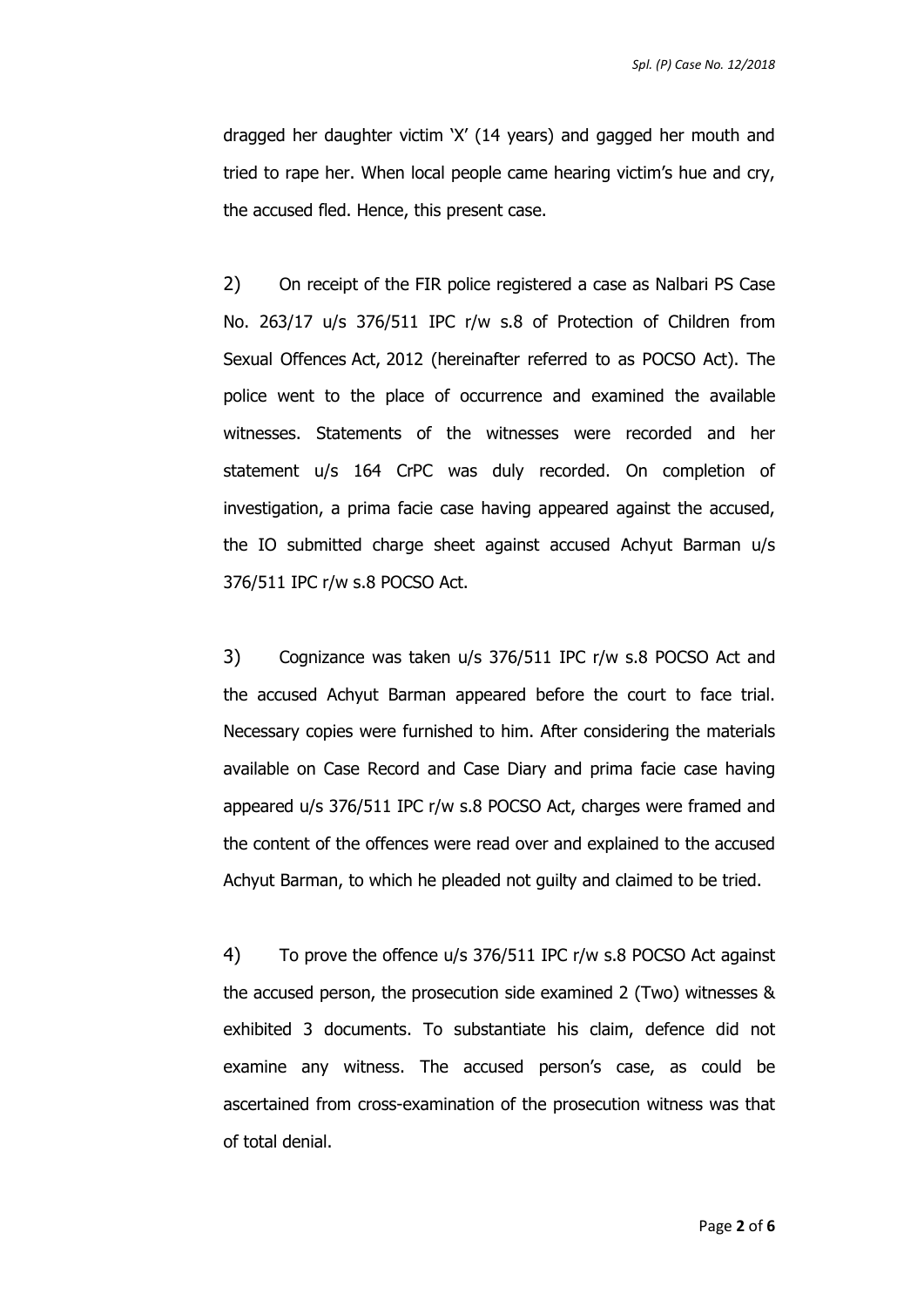dragged her daughter victim 'X' (14 years) and gagged her mouth and tried to rape her. When local people came hearing victim's hue and cry, the accused fled. Hence, this present case.

2) On receipt of the FIR police registered a case as Nalbari PS Case No. 263/17 u/s 376/511 IPC r/w s.8 of Protection of Children from Sexual Offences Act, 2012 (hereinafter referred to as POCSO Act). The police went to the place of occurrence and examined the available witnesses. Statements of the witnesses were recorded and her statement u/s 164 CrPC was duly recorded. On completion of investigation, a prima facie case having appeared against the accused, the IO submitted charge sheet against accused Achyut Barman u/s 376/511 IPC r/w s.8 POCSO Act.

3) Cognizance was taken u/s 376/511 IPC r/w s.8 POCSO Act and the accused Achyut Barman appeared before the court to face trial. Necessary copies were furnished to him. After considering the materials available on Case Record and Case Diary and prima facie case having appeared u/s 376/511 IPC r/w s.8 POCSO Act, charges were framed and the content of the offences were read over and explained to the accused Achyut Barman, to which he pleaded not guilty and claimed to be tried.

4) To prove the offence u/s 376/511 IPC r/w s.8 POCSO Act against the accused person, the prosecution side examined 2 (Two) witnesses & exhibited 3 documents. To substantiate his claim, defence did not examine any witness. The accused person's case, as could be ascertained from cross-examination of the prosecution witness was that of total denial.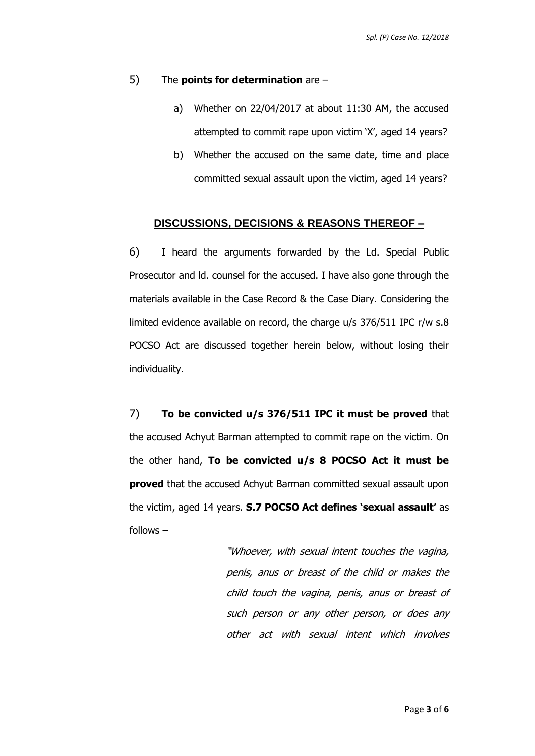5) The **points for determination** are –

a) Whether on 22/04/2017 at about 11:30 AM, the accused attempted to commit rape upon victim 'X', aged 14 years?

b) Whether the accused on the same date, time and place committed sexual assault upon the victim, aged 14 years?

## DISCUSSIONS, DECISIONS & REASONS THEREOF –

6) I heard the arguments forwarded by the Ld. Special Public Prosecutor and ld. counsel for the accused. I have also gone through the materials available in the Case Record & the Case Diary. Considering the limited evidence available on record, the charge u/s 376/511 IPC r/w s.8 POCSO Act are discussed together herein below, without losing their individuality.

7) **To be convicted u/s 376/511 IPC it must be proved** that the accused Achyut Barman attempted to commit rape on the victim. On the other hand, **To be convicted u/s 8 POCSO Act it must be proved** that the accused Achyut Barman committed sexual assault upon the victim, aged 14 years. **S.7 POCSO Act defines 'sexual assault'** as follows –

> *"Whoever, with sexual intent touches the vagina, penis, anus or breast of the child or makes the child touch the vagina, penis, anus or breast of such person or any other person, or does any other act with sexual intent which involves*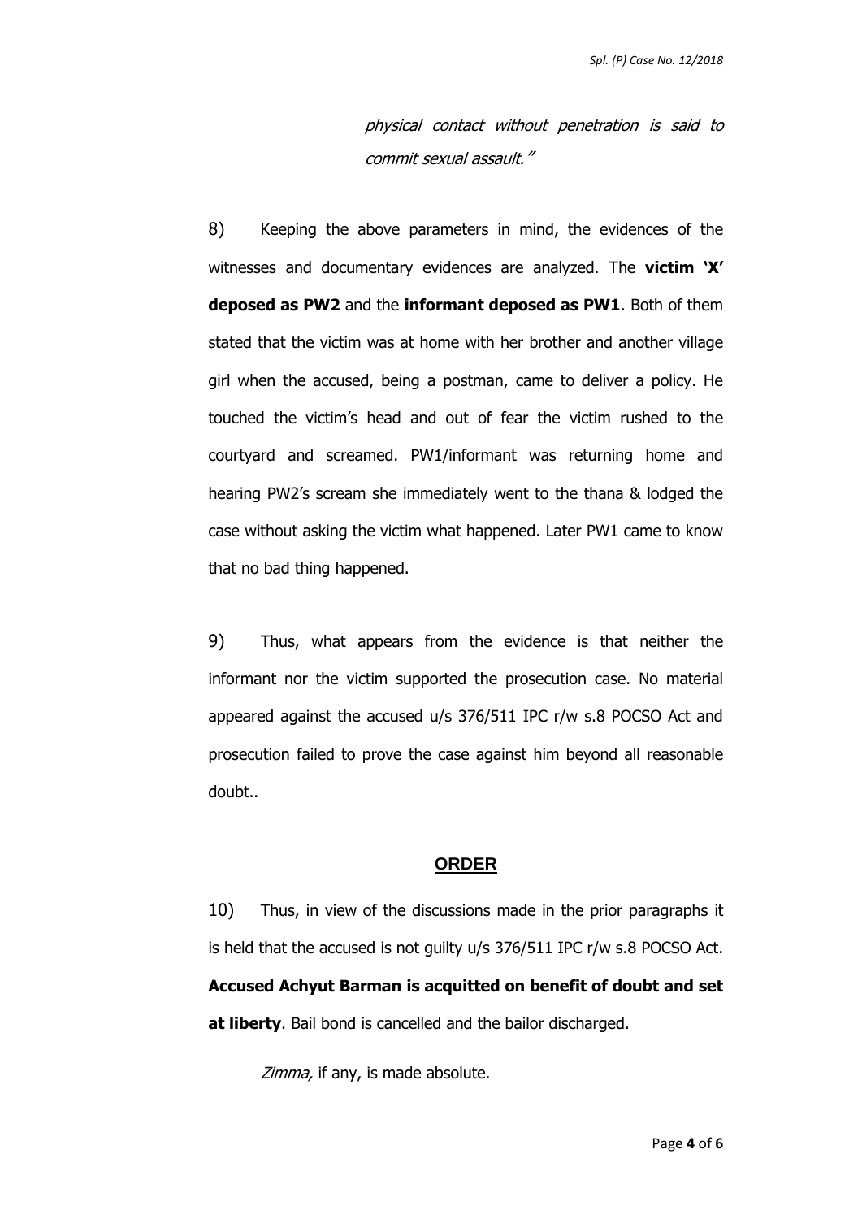*physical contact without penetration is said to commit sexual assault."*

8) Keeping the above parameters in mind, the evidences of the witnesses and documentary evidences are analyzed. The **victim 'X' deposed as PW2** and the **informant deposed as PW1**. Both of them stated that the victim was at home with her brother and another village girl when the accused, being a postman, came to deliver a policy. He touched the victim's head and out of fear the victim rushed to the courtyard and screamed. PW1/informant was returning home and hearing PW2's scream she immediately went to the thana & lodged the case without asking the victim what happened. Later PW1 came to know that no bad thing happened.

9) Thus, what appears from the evidence is that neither the informant nor the victim supported the prosecution case. No material appeared against the accused u/s 376/511 IPC r/w s.8 POCSO Act and prosecution failed to prove the case against him beyond all reasonable doubt..

## ORDER

10) Thus, in view of the discussions made in the prior paragraphs it is held that the accused is not guilty u/s 376/511 IPC r/w s.8 POCSO Act. **Accused Achyut Barman is acquitted on benefit of doubt and set at liberty**. Bail bond is cancelled and the bailor discharged.

*Zimma,* if any, is made absolute.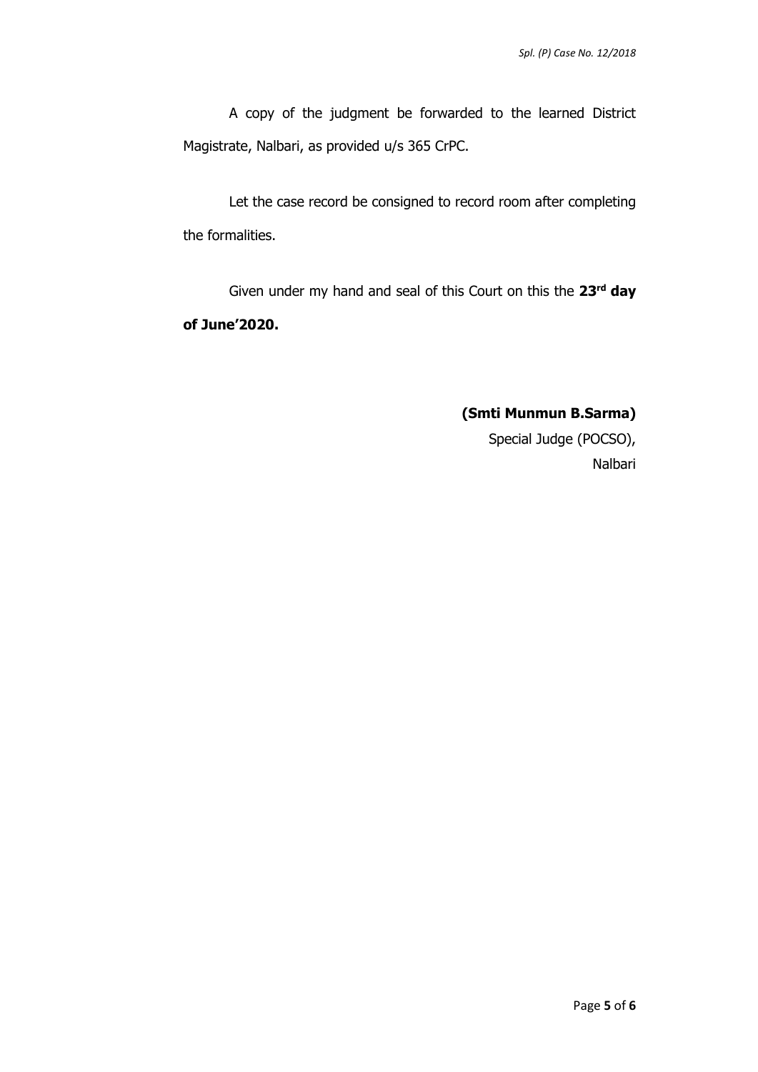A copy of the judgment be forwarded to the learned District Magistrate, Nalbari, as provided u/s 365 CrPC.

Let the case record be consigned to record room after completing the formalities.

Given under my hand and seal of this Court on this the **23rd day of June'2020.**

**(Smti Munmun B.Sarma)**
Special Judge (POCSO),
Nalbari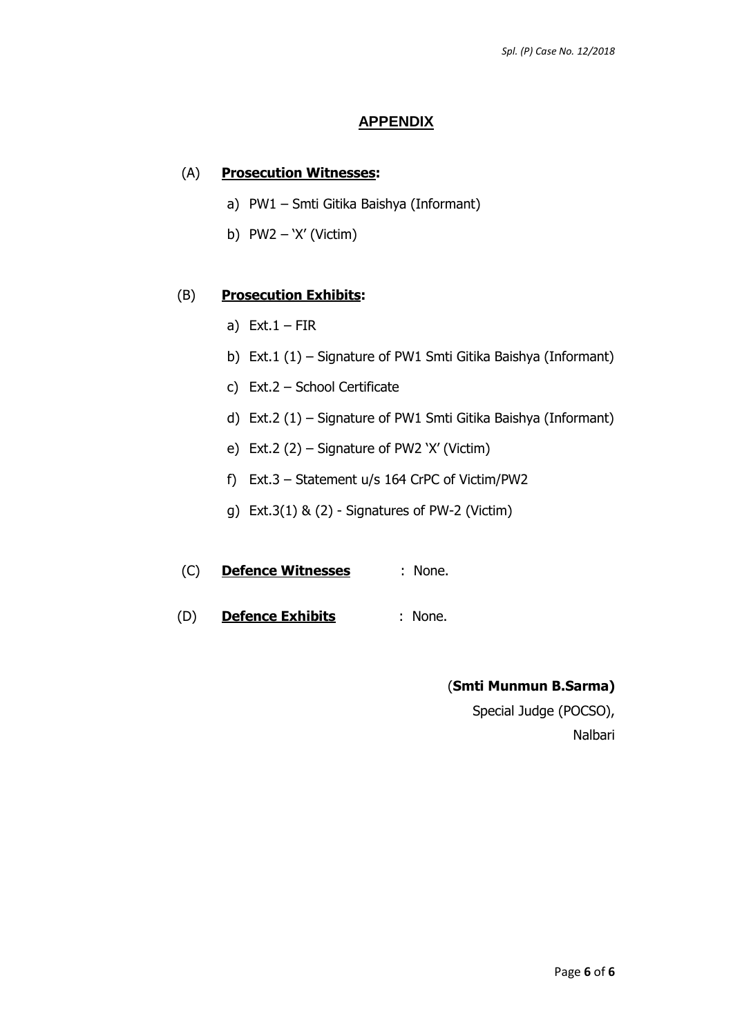## APPENDIX

(A) **Prospection Witnesses:**

a) PW1 – Smti Gitika Baishya (Informant)

b) PW2 – 'X' (Victim)

(B) **Prosecution Exhibits:**

a) Ext.1 – FIR

b) Ext.1 (1) – Signature of PW1 Smti Gitika Baishya (Informant)

c) Ext.2 – School Certificate

d) Ext.2 (1) – Signature of PW1 Smti Gitika Baishya (Informant)

e) Ext.2 (2) – Signature of PW2 'X' (Victim)

f) Ext.3 – Statement u/s 164 CrPC of Victim/PW2

g) Ext.3(1) & (2) - Signatures of PW-2 (Victim)

(C) **Defence Witnesses** : None.

(D) **Defence Exhibits** : None.

(**Smti Munmun B.Sarma)**
Special Judge (POCSO),
Nalbari